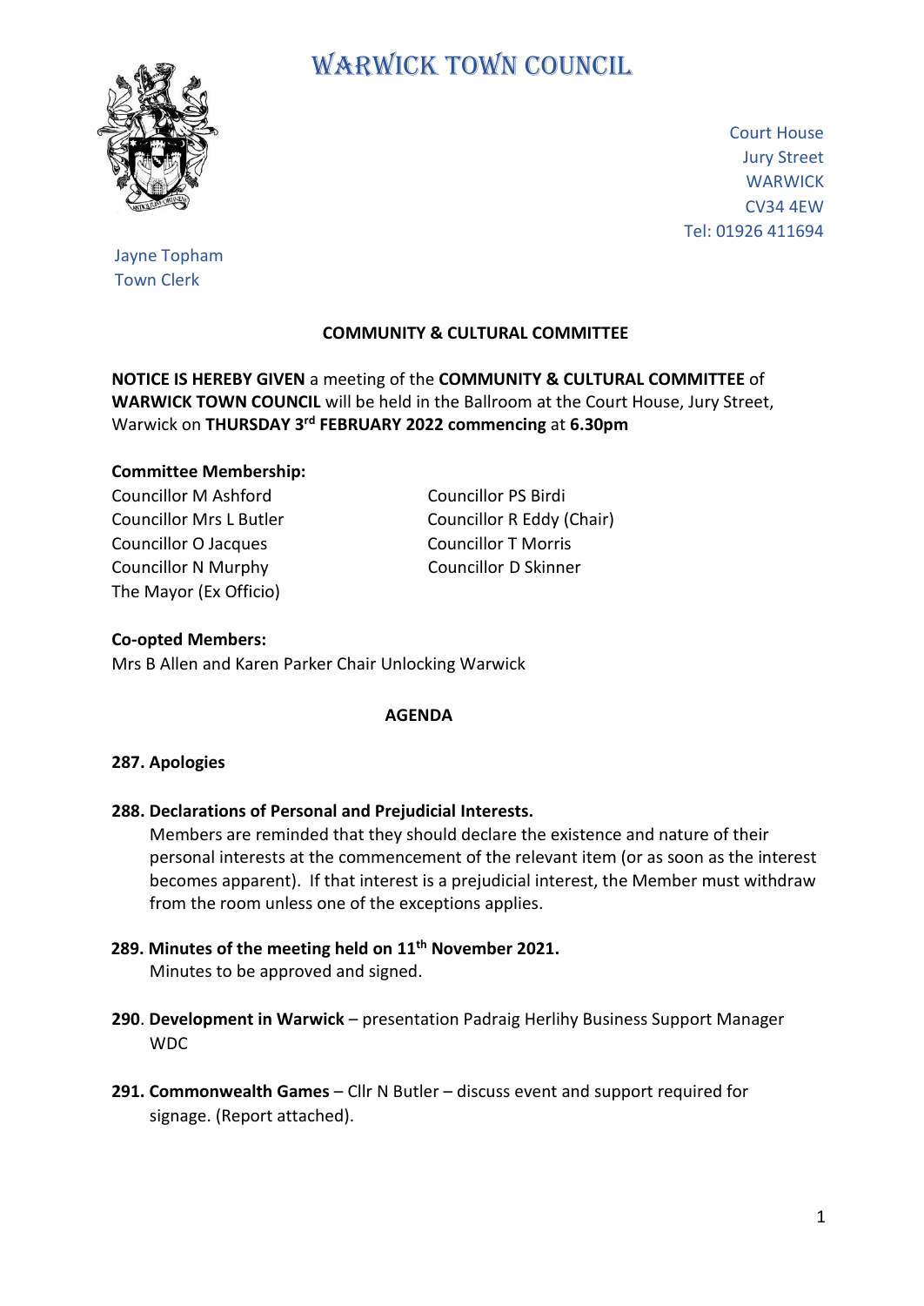# WARWICK TOWN COUNCIL

Court House
Jury Street
WARWICK
CV34 4EW
Tel: 01926 411694

Jayne Topham
Town Clerk

## COMMUNITY & CULTURAL COMMITTEE

**NOTICE IS HEREBY GIVEN** a meeting of the **COMMUNITY & CULTURAL COMMITTEE** of **WARWICK TOWN COUNCIL** will be held in the Ballroom at the Court House, Jury Street, Warwick on **THURSDAY 3rd FEBRUARY 2022 commencing** at **6.30pm**

**Committee Membership:**

Councillor M Ashford
Councillor Mrs L Butler
Councillor O Jacques
Councillor N Murphy
The Mayor (Ex Officio)
Councillor PS Birdi
Councillor R Eddy (Chair)
Councillor T Morris
Councillor D Skinner

**Co-opted Members:**
Mrs B Allen and Karen Parker Chair Unlocking Warwick

## AGENDA

**287. Apologies**

**288. Declarations of Personal and Prejudicial Interests.**
Members are reminded that they should declare the existence and nature of their personal interests at the commencement of the relevant item (or as soon as the interest becomes apparent). If that interest is a prejudicial interest, the Member must withdraw from the room unless one of the exceptions applies.

**289. Minutes of the meeting held on 11th November 2021.**
Minutes to be approved and signed.

**290**. **Development in Warwick** – presentation Padraig Herlihy Business Support Manager WDC

**291. Commonwealth Games** – Cllr N Butler – discuss event and support required for signage. (Report attached).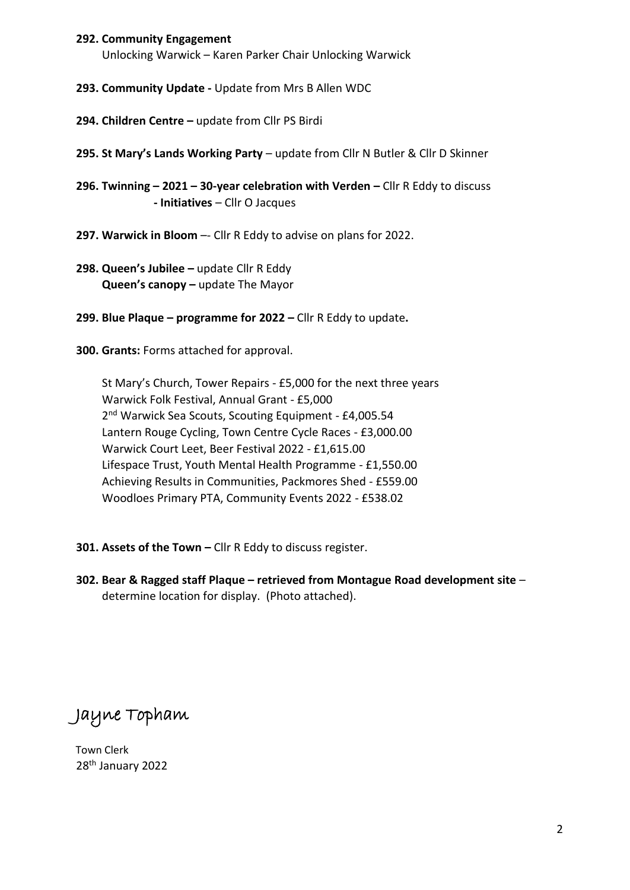**292. Community Engagement**
Unlocking Warwick – Karen Parker Chair Unlocking Warwick

**293. Community Update -** Update from Mrs B Allen WDC

**294. Children Centre –** update from Cllr PS Birdi

**295. St Mary's Lands Working Party** – update from Cllr N Butler & Cllr D Skinner

**296. Twinning – 2021 – 30-year celebration with Verden –** Cllr R Eddy to discuss
**- Initiatives** – Cllr O Jacques

**297. Warwick in Bloom** –- Cllr R Eddy to advise on plans for 2022.

**298. Queen's Jubilee –** update Cllr R Eddy
**Queen's canopy –** update The Mayor

**299. Blue Plaque – programme for 2022 –** Cllr R Eddy to update**.**

**300. Grants:** Forms attached for approval.

St Mary's Church, Tower Repairs - £5,000 for the next three years
Warwick Folk Festival, Annual Grant - £5,000
2nd Warwick Sea Scouts, Scouting Equipment - £4,005.54
Lantern Rouge Cycling, Town Centre Cycle Races - £3,000.00
Warwick Court Leet, Beer Festival 2022 - £1,615.00
Lifespace Trust, Youth Mental Health Programme - £1,550.00
Achieving Results in Communities, Packmores Shed - £559.00
Woodloes Primary PTA, Community Events 2022 - £538.02

**301. Assets of the Town –** Cllr R Eddy to discuss register.

**302. Bear & Ragged staff Plaque – retrieved from Montague Road development site** – determine location for display. (Photo attached).

Jayne Topham

Town Clerk
28th January 2022